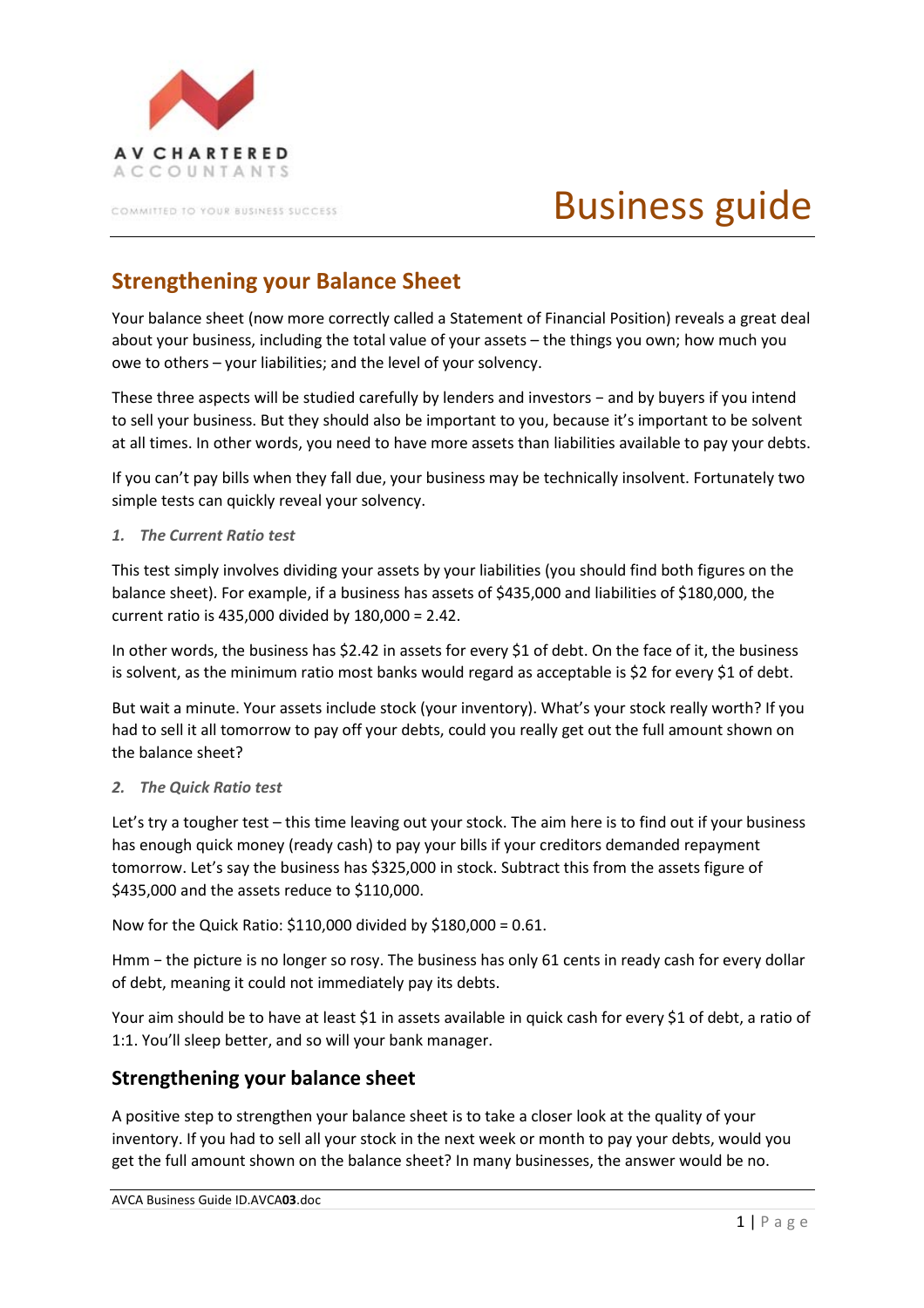AV CHARTERED ACCOUNTANTS

COMMITTED TO YOUR BUSINESS SUCCESS

# Business guide

## Strengthening your Balance Sheet

Your balance sheet (now more correctly called a Statement of Financial Position) reveals a great deal about your business, including the total value of your assets – the things you own; how much you owe to others – your liabilities; and the level of your solvency.

These three aspects will be studied carefully by lenders and investors − and by buyers if you intend to sell your business. But they should also be important to you, because it's important to be solvent at all times. In other words, you need to have more assets than liabilities available to pay your debts.

If you can't pay bills when they fall due, your business may be technically insolvent. Fortunately two simple tests can quickly reveal your solvency.

*1. The Current Ratio test*

This test simply involves dividing your assets by your liabilities (you should find both figures on the balance sheet). For example, if a business has assets of $435,000 and liabilities of $180,000, the current ratio is 435,000 divided by 180,000 = 2.42.

In other words, the business has $2.42 in assets for every $1 of debt. On the face of it, the business is solvent, as the minimum ratio most banks would regard as acceptable is $2 for every $1 of debt.

But wait a minute. Your assets include stock (your inventory). What's your stock really worth? If you had to sell it all tomorrow to pay off your debts, could you really get out the full amount shown on the balance sheet?

*2. The Quick Ratio test*

Let's try a tougher test – this time leaving out your stock. The aim here is to find out if your business has enough quick money (ready cash) to pay your bills if your creditors demanded repayment tomorrow. Let's say the business has $325,000 in stock. Subtract this from the assets figure of $435,000 and the assets reduce to $110,000.

Now for the Quick Ratio: $110,000 divided by $180,000 = 0.61.

Hmm − the picture is no longer so rosy. The business has only 61 cents in ready cash for every dollar of debt, meaning it could not immediately pay its debts.

Your aim should be to have at least $1 in assets available in quick cash for every $1 of debt, a ratio of 1:1. You'll sleep better, and so will your bank manager.

### Strengthening your balance sheet

A positive step to strengthen your balance sheet is to take a closer look at the quality of your inventory. If you had to sell all your stock in the next week or month to pay your debts, would you get the full amount shown on the balance sheet? In many businesses, the answer would be no.

AVCA Business Guide ID.AVCA**03**.doc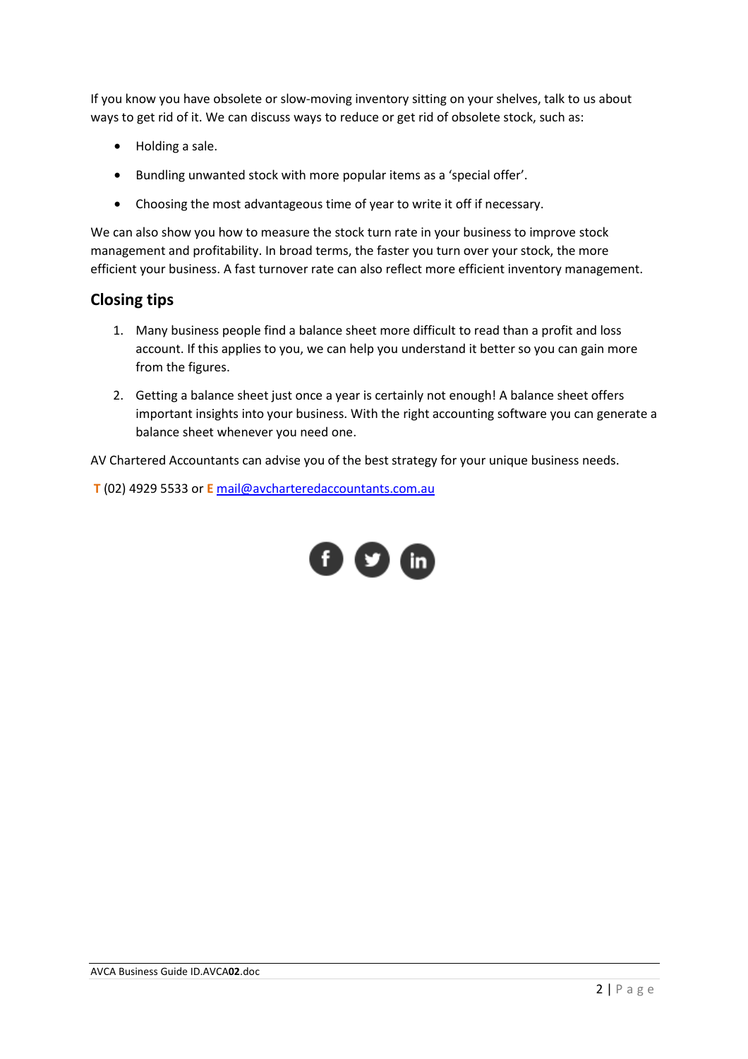If you know you have obsolete or slow-moving inventory sitting on your shelves, talk to us about ways to get rid of it. We can discuss ways to reduce or get rid of obsolete stock, such as:

- Holding a sale.
- Bundling unwanted stock with more popular items as a 'special offer'.
- Choosing the most advantageous time of year to write it off if necessary.

We can also show you how to measure the stock turn rate in your business to improve stock management and profitability. In broad terms, the faster you turn over your stock, the more efficient your business. A fast turnover rate can also reflect more efficient inventory management.

## Closing tips

1. Many business people find a balance sheet more difficult to read than a profit and loss account. If this applies to you, we can help you understand it better so you can gain more from the figures.
2. Getting a balance sheet just once a year is certainly not enough! A balance sheet offers important insights into your business. With the right accounting software you can generate a balance sheet whenever you need one.

AV Chartered Accountants can advise you of the best strategy for your unique business needs.

**T** (02) 4929 5533 or **E** mail@avcharteredaccountants.com.au